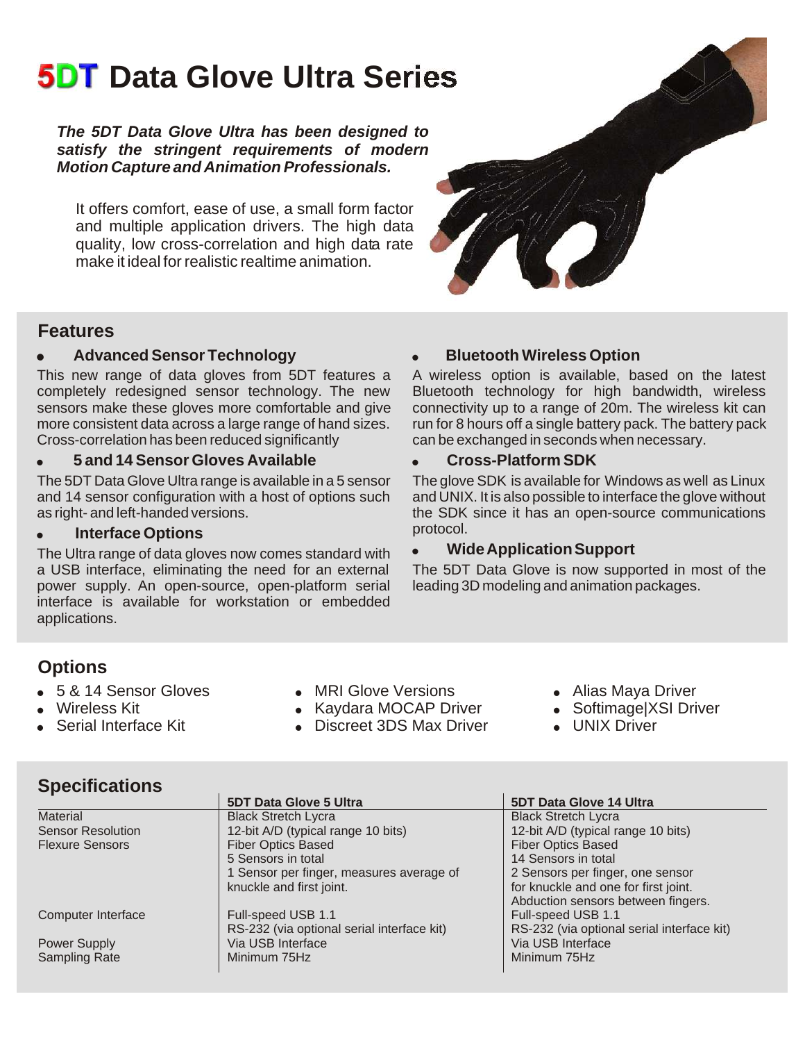# 5DT Data Glove Ultra Series

***The 5DT Data Glove Ultra has been designed to satisfy the stringent requirements of modern Motion Capture and Animation Professionals.***

It offers comfort, ease of use, a small form factor and multiple application drivers. The high data quality, low cross-correlation and high data rate make it ideal for realistic realtime animation.

## Features

- **Advanced Sensor Technology**

This new range of data gloves from 5DT features a completely redesigned sensor technology. The new sensors make these gloves more comfortable and give more consistent data across a large range of hand sizes. Cross-correlation has been reduced significantly

- **5 and 14 Sensor Gloves Available**

The 5DT Data Glove Ultra range is available in a 5 sensor and 14 sensor configuration with a host of options such as right- and left-handed versions.

- **Interface Options**

The Ultra range of data gloves now comes standard with a USB interface, eliminating the need for an external power supply. An open-source, open-platform serial interface is available for workstation or embedded applications.

- **Bluetooth Wireless Option**

A wireless option is available, based on the latest Bluetooth technology for high bandwidth, wireless connectivity up to a range of 20m. The wireless kit can run for 8 hours off a single battery pack. The battery pack can be exchanged in seconds when necessary.

- **Cross-Platform SDK**

The glove SDK is available for Windows as well as Linux and UNIX. It is also possible to interface the glove without the SDK since it has an open-source communications protocol.

- **Wide Application Support**

The 5DT Data Glove is now supported in most of the leading 3D modeling and animation packages.

## Options

- 5 & 14 Sensor Gloves
- Wireless Kit
- Serial Interface Kit
- MRI Glove Versions
- Kaydara MOCAP Driver
- Discreet 3DS Max Driver
- Alias Maya Driver
- Softimage|XSI Driver
- UNIX Driver

## Specifications

| | 5DT Data Glove 5 Ultra | 5DT Data Glove 14 Ultra |
|---|---|---|
| Material | Black Stretch Lycra | Black Stretch Lycra |
| Sensor Resolution | 12-bit A/D (typical range 10 bits) | 12-bit A/D (typical range 10 bits) |
| Flexure Sensors | Fiber Optics Based<br>5 Sensors in total<br>1 Sensor per finger, measures average of knuckle and first joint. | Fiber Optics Based<br>14 Sensors in total<br>2 Sensors per finger, one sensor for knuckle and one for first joint.<br>Abduction sensors between fingers. |
| Computer Interface | Full-speed USB 1.1<br>RS-232 (via optional serial interface kit) | Full-speed USB 1.1<br>RS-232 (via optional serial interface kit) |
| Power Supply | Via USB Interface | Via USB Interface |
| Sampling Rate | Minimum 75Hz | Minimum 75Hz |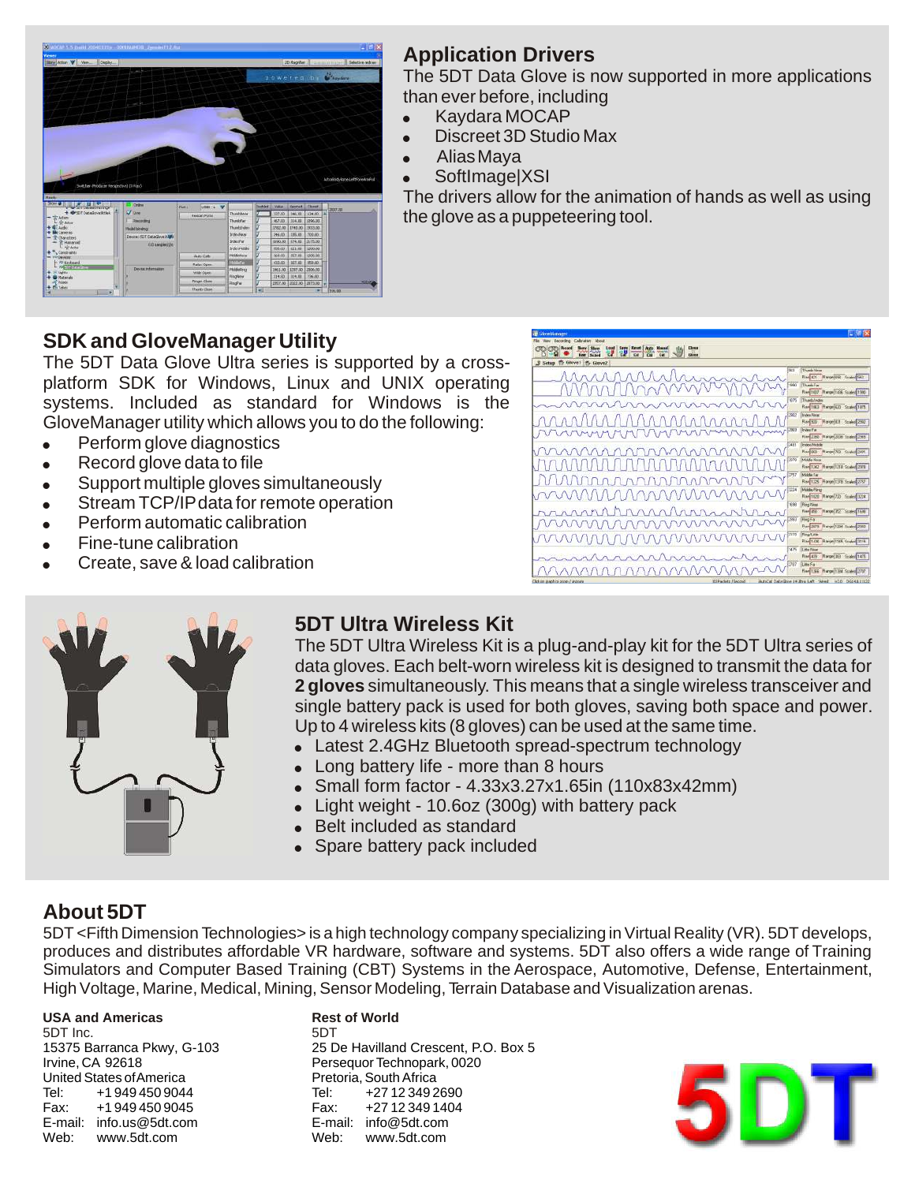## Application Drivers

The 5DT Data Glove is now supported in more applications than ever before, including

- Kaydara MOCAP
- Discreet 3D Studio Max
- Alias Maya
- SoftImage|XSI

The drivers allow for the animation of hands as well as using the glove as a puppeteering tool.

## SDK and GloveManager Utility

The 5DT Data Glove Ultra series is supported by a cross-platform SDK for Windows, Linux and UNIX operating systems. Included as standard for Windows is the GloveManager utility which allows you to do the following:

- Perform glove diagnostics
- Record glove data to file
- Support multiple gloves simultaneously
- Stream TCP/IP data for remote operation
- Perform automatic calibration
- Fine-tune calibration
- Create, save & load calibration

## 5DT Ultra Wireless Kit

The 5DT Ultra Wireless Kit is a plug-and-play kit for the 5DT Ultra series of data gloves. Each belt-worn wireless kit is designed to transmit the data for **2 gloves** simultaneously. This means that a single wireless transceiver and single battery pack is used for both gloves, saving both space and power. Up to 4 wireless kits (8 gloves) can be used at the same time.

- Latest 2.4GHz Bluetooth spread-spectrum technology
- Long battery life - more than 8 hours
- Small form factor - 4.33x3.27x1.65in (110x83x42mm)
- Light weight - 10.6oz (300g) with battery pack
- Belt included as standard
- Spare battery pack included

## About 5DT

5DT <Fifth Dimension Technologies> is a high technology company specializing in Virtual Reality (VR). 5DT develops, produces and distributes affordable VR hardware, software and systems. 5DT also offers a wide range of Training Simulators and Computer Based Training (CBT) Systems in the Aerospace, Automotive, Defense, Entertainment, High Voltage, Marine, Medical, Mining, Sensor Modeling, Terrain Database and Visualization arenas.

**USA and Americas**
5DT Inc.
15375 Barranca Pkwy, G-103
Irvine, CA 92618
United States of America
Tel: +1 949 450 9044
Fax: +1 949 450 9045
E-mail: info.us@5dt.com
Web: www.5dt.com

**Rest of World**
5DT
25 De Havilland Crescent, P.O. Box 5
Persequor Technopark, 0020
Pretoria, South Africa
Tel: +27 12 349 2690
Fax: +27 12 349 1404
E-mail: info@5dt.com
Web: www.5dt.com

5DT